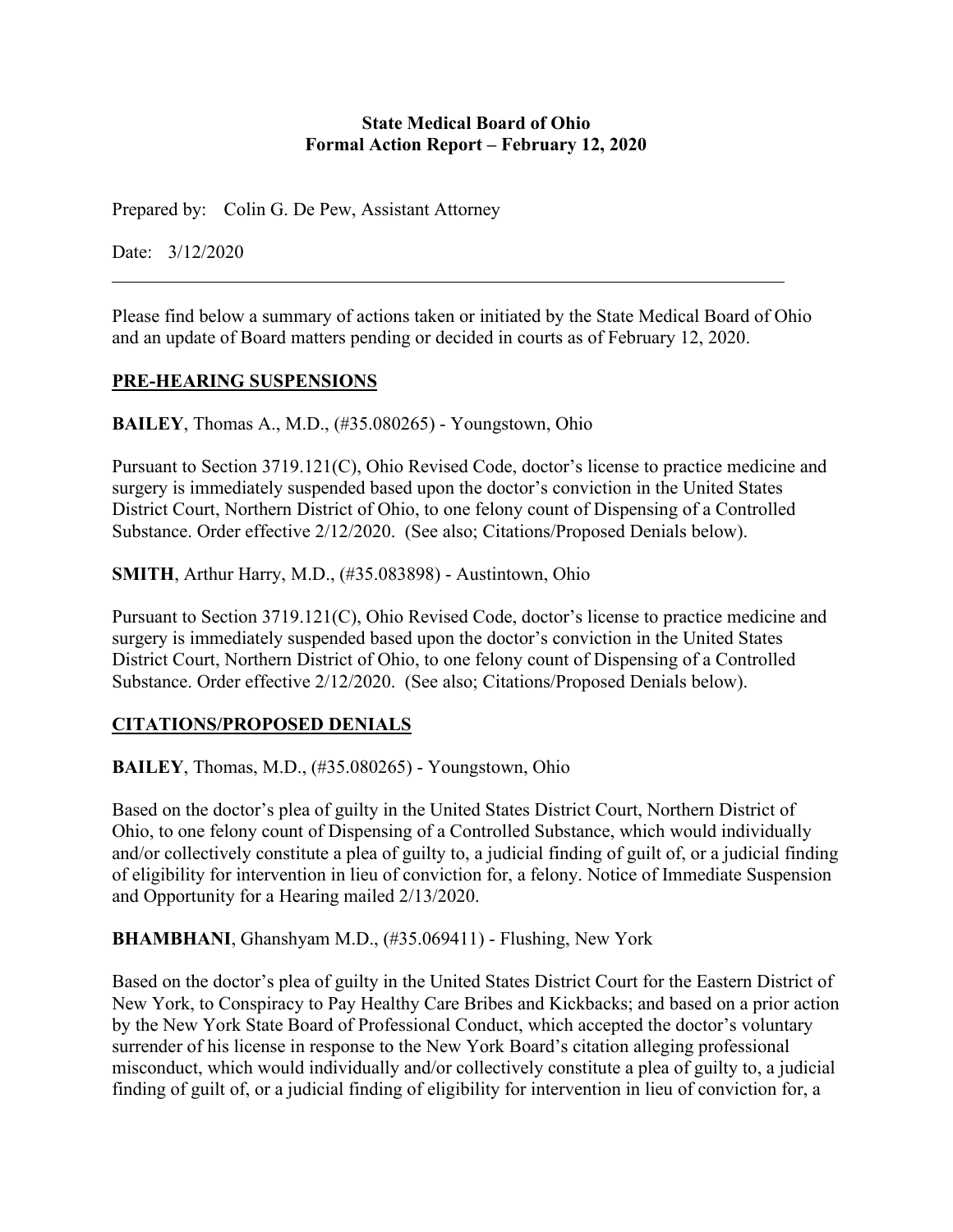**State Medical Board of Ohio**
**Formal Action Report – February 12, 2020**

Prepared by: Colin G. De Pew, Assistant Attorney

Date: 3/12/2020

---

Please find below a summary of actions taken or initiated by the State Medical Board of Ohio and an update of Board matters pending or decided in courts as of February 12, 2020.

## PRE-HEARING SUSPENSIONS

**BAILEY**, Thomas A., M.D., (#35.080265) - Youngstown, Ohio

Pursuant to Section 3719.121(C), Ohio Revised Code, doctor's license to practice medicine and surgery is immediately suspended based upon the doctor's conviction in the United States District Court, Northern District of Ohio, to one felony count of Dispensing of a Controlled Substance. Order effective 2/12/2020. (See also; Citations/Proposed Denials below).

**SMITH**, Arthur Harry, M.D., (#35.083898) - Austintown, Ohio

Pursuant to Section 3719.121(C), Ohio Revised Code, doctor's license to practice medicine and surgery is immediately suspended based upon the doctor's conviction in the United States District Court, Northern District of Ohio, to one felony count of Dispensing of a Controlled Substance. Order effective 2/12/2020. (See also; Citations/Proposed Denials below).

## CITATIONS/PROPOSED DENIALS

**BAILEY**, Thomas, M.D., (#35.080265) - Youngstown, Ohio

Based on the doctor's plea of guilty in the United States District Court, Northern District of Ohio, to one felony count of Dispensing of a Controlled Substance, which would individually and/or collectively constitute a plea of guilty to, a judicial finding of guilt of, or a judicial finding of eligibility for intervention in lieu of conviction for, a felony. Notice of Immediate Suspension and Opportunity for a Hearing mailed 2/13/2020.

**BHAMBHANI**, Ghanshyam M.D., (#35.069411) - Flushing, New York

Based on the doctor's plea of guilty in the United States District Court for the Eastern District of New York, to Conspiracy to Pay Healthy Care Bribes and Kickbacks; and based on a prior action by the New York State Board of Professional Conduct, which accepted the doctor's voluntary surrender of his license in response to the New York Board's citation alleging professional misconduct, which would individually and/or collectively constitute a plea of guilty to, a judicial finding of guilt of, or a judicial finding of eligibility for intervention in lieu of conviction for, a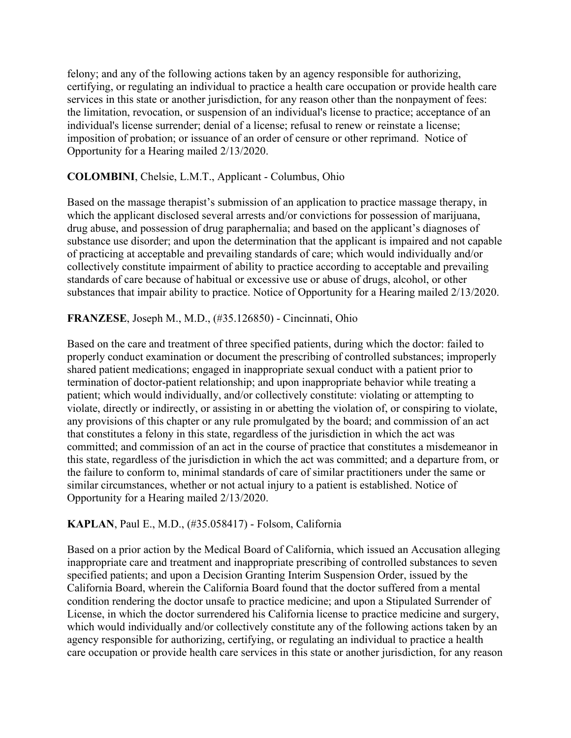felony; and any of the following actions taken by an agency responsible for authorizing, certifying, or regulating an individual to practice a health care occupation or provide health care services in this state or another jurisdiction, for any reason other than the nonpayment of fees: the limitation, revocation, or suspension of an individual's license to practice; acceptance of an individual's license surrender; denial of a license; refusal to renew or reinstate a license; imposition of probation; or issuance of an order of censure or other reprimand. Notice of Opportunity for a Hearing mailed 2/13/2020.

**COLOMBINI**, Chelsie, L.M.T., Applicant - Columbus, Ohio

Based on the massage therapist's submission of an application to practice massage therapy, in which the applicant disclosed several arrests and/or convictions for possession of marijuana, drug abuse, and possession of drug paraphernalia; and based on the applicant's diagnoses of substance use disorder; and upon the determination that the applicant is impaired and not capable of practicing at acceptable and prevailing standards of care; which would individually and/or collectively constitute impairment of ability to practice according to acceptable and prevailing standards of care because of habitual or excessive use or abuse of drugs, alcohol, or other substances that impair ability to practice. Notice of Opportunity for a Hearing mailed 2/13/2020.

**FRANZESE**, Joseph M., M.D., (#35.126850) - Cincinnati, Ohio

Based on the care and treatment of three specified patients, during which the doctor: failed to properly conduct examination or document the prescribing of controlled substances; improperly shared patient medications; engaged in inappropriate sexual conduct with a patient prior to termination of doctor-patient relationship; and upon inappropriate behavior while treating a patient; which would individually, and/or collectively constitute: violating or attempting to violate, directly or indirectly, or assisting in or abetting the violation of, or conspiring to violate, any provisions of this chapter or any rule promulgated by the board; and commission of an act that constitutes a felony in this state, regardless of the jurisdiction in which the act was committed; and commission of an act in the course of practice that constitutes a misdemeanor in this state, regardless of the jurisdiction in which the act was committed; and a departure from, or the failure to conform to, minimal standards of care of similar practitioners under the same or similar circumstances, whether or not actual injury to a patient is established. Notice of Opportunity for a Hearing mailed 2/13/2020.

**KAPLAN**, Paul E., M.D., (#35.058417) - Folsom, California

Based on a prior action by the Medical Board of California, which issued an Accusation alleging inappropriate care and treatment and inappropriate prescribing of controlled substances to seven specified patients; and upon a Decision Granting Interim Suspension Order, issued by the California Board, wherein the California Board found that the doctor suffered from a mental condition rendering the doctor unsafe to practice medicine; and upon a Stipulated Surrender of License, in which the doctor surrendered his California license to practice medicine and surgery, which would individually and/or collectively constitute any of the following actions taken by an agency responsible for authorizing, certifying, or regulating an individual to practice a health care occupation or provide health care services in this state or another jurisdiction, for any reason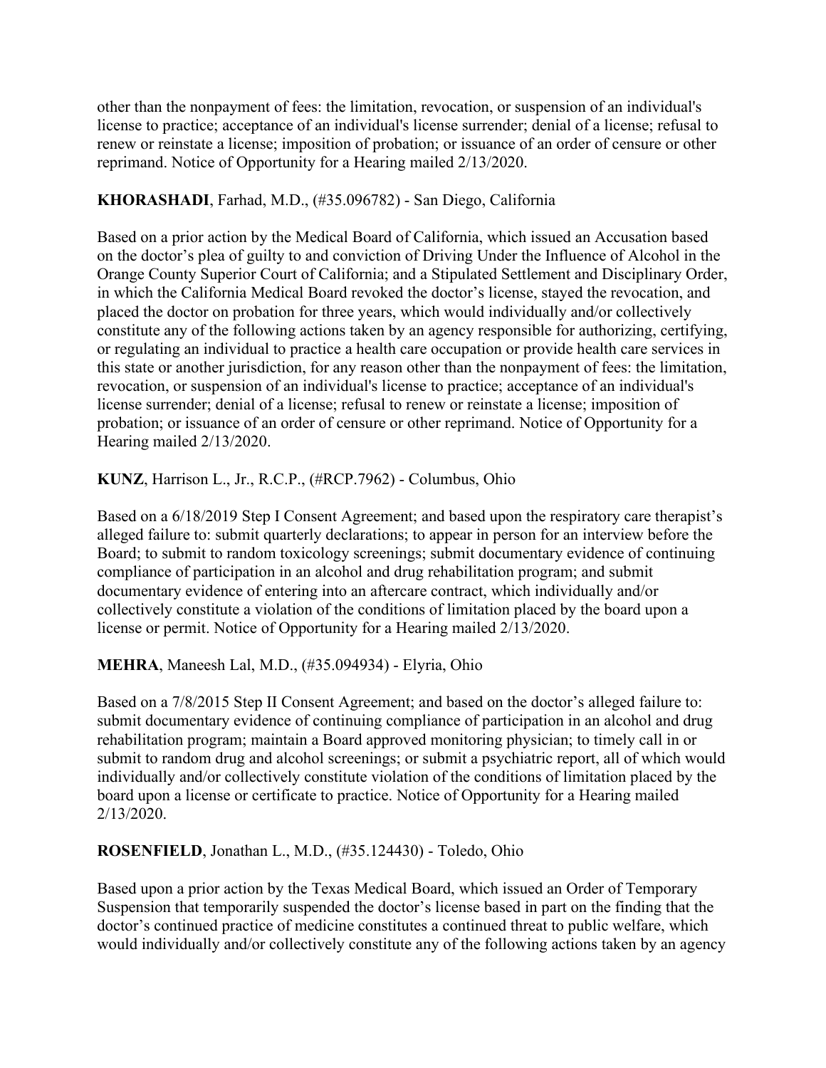other than the nonpayment of fees: the limitation, revocation, or suspension of an individual's license to practice; acceptance of an individual's license surrender; denial of a license; refusal to renew or reinstate a license; imposition of probation; or issuance of an order of censure or other reprimand. Notice of Opportunity for a Hearing mailed 2/13/2020.

**KHORASHADI**, Farhad, M.D., (#35.096782) - San Diego, California

Based on a prior action by the Medical Board of California, which issued an Accusation based on the doctor's plea of guilty to and conviction of Driving Under the Influence of Alcohol in the Orange County Superior Court of California; and a Stipulated Settlement and Disciplinary Order, in which the California Medical Board revoked the doctor's license, stayed the revocation, and placed the doctor on probation for three years, which would individually and/or collectively constitute any of the following actions taken by an agency responsible for authorizing, certifying, or regulating an individual to practice a health care occupation or provide health care services in this state or another jurisdiction, for any reason other than the nonpayment of fees: the limitation, revocation, or suspension of an individual's license to practice; acceptance of an individual's license surrender; denial of a license; refusal to renew or reinstate a license; imposition of probation; or issuance of an order of censure or other reprimand. Notice of Opportunity for a Hearing mailed 2/13/2020.

**KUNZ**, Harrison L., Jr., R.C.P., (#RCP.7962) - Columbus, Ohio

Based on a 6/18/2019 Step I Consent Agreement; and based upon the respiratory care therapist's alleged failure to: submit quarterly declarations; to appear in person for an interview before the Board; to submit to random toxicology screenings; submit documentary evidence of continuing compliance of participation in an alcohol and drug rehabilitation program; and submit documentary evidence of entering into an aftercare contract, which individually and/or collectively constitute a violation of the conditions of limitation placed by the board upon a license or permit. Notice of Opportunity for a Hearing mailed 2/13/2020.

**MEHRA**, Maneesh Lal, M.D., (#35.094934) - Elyria, Ohio

Based on a 7/8/2015 Step II Consent Agreement; and based on the doctor's alleged failure to: submit documentary evidence of continuing compliance of participation in an alcohol and drug rehabilitation program; maintain a Board approved monitoring physician; to timely call in or submit to random drug and alcohol screenings; or submit a psychiatric report, all of which would individually and/or collectively constitute violation of the conditions of limitation placed by the board upon a license or certificate to practice. Notice of Opportunity for a Hearing mailed 2/13/2020.

**ROSENFIELD**, Jonathan L., M.D., (#35.124430) - Toledo, Ohio

Based upon a prior action by the Texas Medical Board, which issued an Order of Temporary Suspension that temporarily suspended the doctor's license based in part on the finding that the doctor's continued practice of medicine constitutes a continued threat to public welfare, which would individually and/or collectively constitute any of the following actions taken by an agency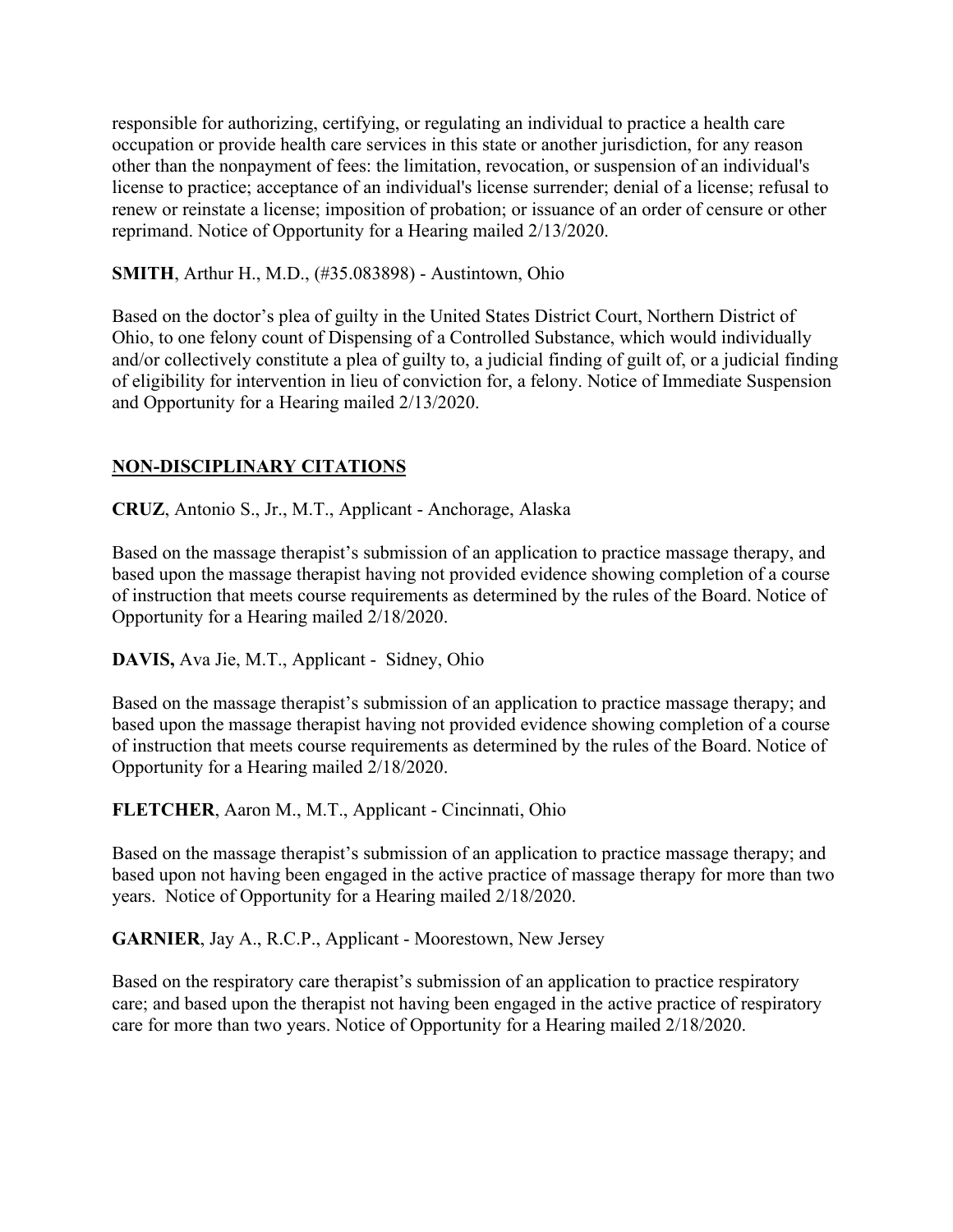responsible for authorizing, certifying, or regulating an individual to practice a health care occupation or provide health care services in this state or another jurisdiction, for any reason other than the nonpayment of fees: the limitation, revocation, or suspension of an individual's license to practice; acceptance of an individual's license surrender; denial of a license; refusal to renew or reinstate a license; imposition of probation; or issuance of an order of censure or other reprimand. Notice of Opportunity for a Hearing mailed 2/13/2020.

**SMITH**, Arthur H., M.D., (#35.083898) - Austintown, Ohio

Based on the doctor's plea of guilty in the United States District Court, Northern District of Ohio, to one felony count of Dispensing of a Controlled Substance, which would individually and/or collectively constitute a plea of guilty to, a judicial finding of guilt of, or a judicial finding of eligibility for intervention in lieu of conviction for, a felony. Notice of Immediate Suspension and Opportunity for a Hearing mailed 2/13/2020.

## NON-DISCIPLINARY CITATIONS

**CRUZ**, Antonio S., Jr., M.T., Applicant - Anchorage, Alaska

Based on the massage therapist's submission of an application to practice massage therapy, and based upon the massage therapist having not provided evidence showing completion of a course of instruction that meets course requirements as determined by the rules of the Board. Notice of Opportunity for a Hearing mailed 2/18/2020.

**DAVIS,** Ava Jie, M.T., Applicant - Sidney, Ohio

Based on the massage therapist's submission of an application to practice massage therapy; and based upon the massage therapist having not provided evidence showing completion of a course of instruction that meets course requirements as determined by the rules of the Board. Notice of Opportunity for a Hearing mailed 2/18/2020.

**FLETCHER**, Aaron M., M.T., Applicant - Cincinnati, Ohio

Based on the massage therapist's submission of an application to practice massage therapy; and based upon not having been engaged in the active practice of massage therapy for more than two years. Notice of Opportunity for a Hearing mailed 2/18/2020.

**GARNIER**, Jay A., R.C.P., Applicant - Moorestown, New Jersey

Based on the respiratory care therapist's submission of an application to practice respiratory care; and based upon the therapist not having been engaged in the active practice of respiratory care for more than two years. Notice of Opportunity for a Hearing mailed 2/18/2020.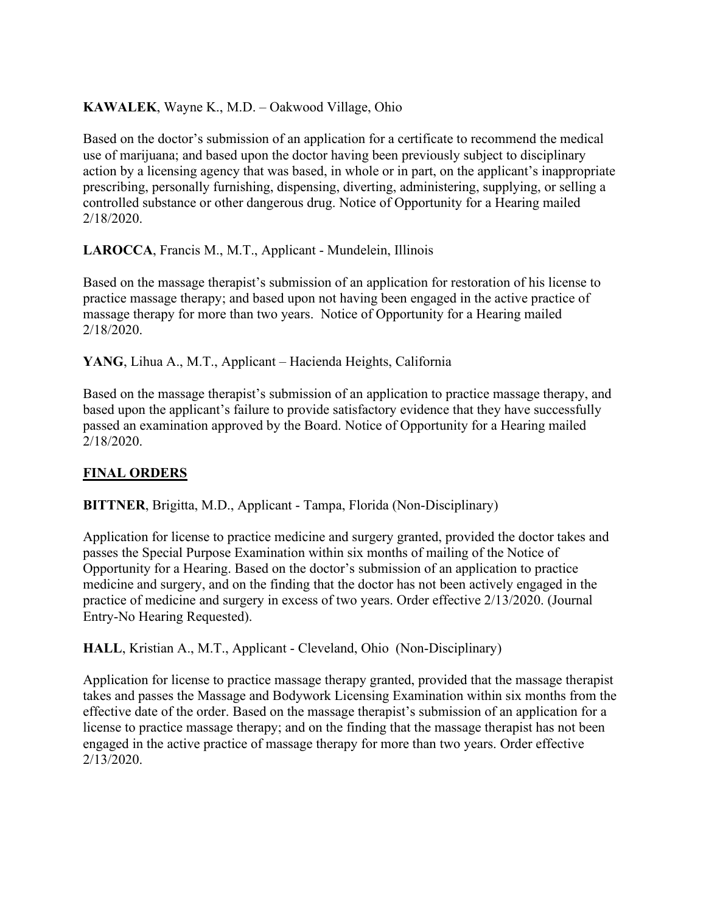**KAWALEK**, Wayne K., M.D. – Oakwood Village, Ohio

Based on the doctor's submission of an application for a certificate to recommend the medical use of marijuana; and based upon the doctor having been previously subject to disciplinary action by a licensing agency that was based, in whole or in part, on the applicant's inappropriate prescribing, personally furnishing, dispensing, diverting, administering, supplying, or selling a controlled substance or other dangerous drug. Notice of Opportunity for a Hearing mailed 2/18/2020.

**LAROCCA**, Francis M., M.T., Applicant - Mundelein, Illinois

Based on the massage therapist's submission of an application for restoration of his license to practice massage therapy; and based upon not having been engaged in the active practice of massage therapy for more than two years. Notice of Opportunity for a Hearing mailed 2/18/2020.

**YANG**, Lihua A., M.T., Applicant – Hacienda Heights, California

Based on the massage therapist's submission of an application to practice massage therapy, and based upon the applicant's failure to provide satisfactory evidence that they have successfully passed an examination approved by the Board. Notice of Opportunity for a Hearing mailed 2/18/2020.

## **FINAL ORDERS**

**BITTNER**, Brigitta, M.D., Applicant - Tampa, Florida (Non-Disciplinary)

Application for license to practice medicine and surgery granted, provided the doctor takes and passes the Special Purpose Examination within six months of mailing of the Notice of Opportunity for a Hearing. Based on the doctor's submission of an application to practice medicine and surgery, and on the finding that the doctor has not been actively engaged in the practice of medicine and surgery in excess of two years. Order effective 2/13/2020. (Journal Entry-No Hearing Requested).

**HALL**, Kristian A., M.T., Applicant - Cleveland, Ohio (Non-Disciplinary)

Application for license to practice massage therapy granted, provided that the massage therapist takes and passes the Massage and Bodywork Licensing Examination within six months from the effective date of the order. Based on the massage therapist's submission of an application for a license to practice massage therapy; and on the finding that the massage therapist has not been engaged in the active practice of massage therapy for more than two years. Order effective 2/13/2020.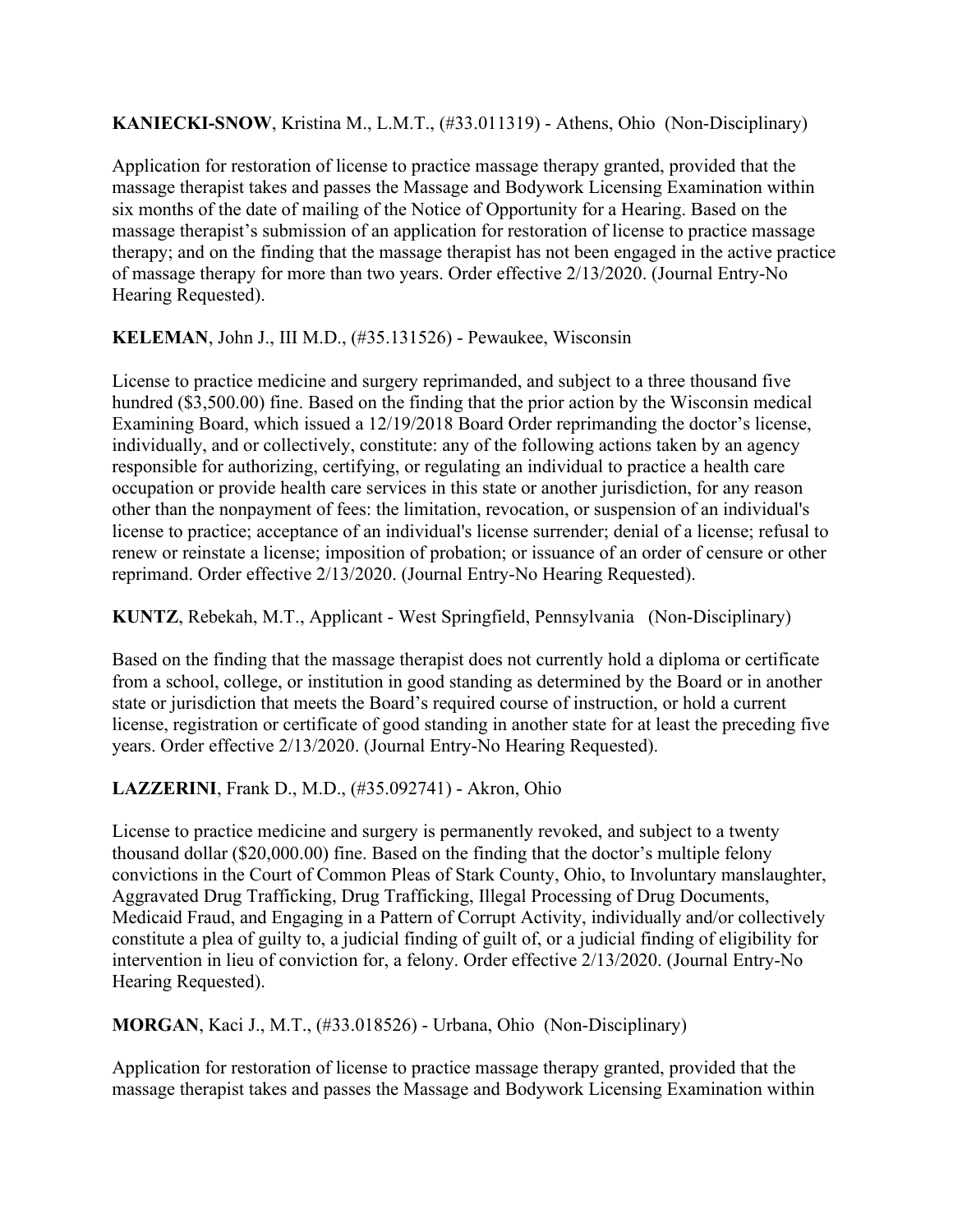**KANIECKI-SNOW**, Kristina M., L.M.T., (#33.011319) - Athens, Ohio (Non-Disciplinary)

Application for restoration of license to practice massage therapy granted, provided that the massage therapist takes and passes the Massage and Bodywork Licensing Examination within six months of the date of mailing of the Notice of Opportunity for a Hearing. Based on the massage therapist's submission of an application for restoration of license to practice massage therapy; and on the finding that the massage therapist has not been engaged in the active practice of massage therapy for more than two years. Order effective 2/13/2020. (Journal Entry-No Hearing Requested).

**KELEMAN**, John J., III M.D., (#35.131526) - Pewaukee, Wisconsin

License to practice medicine and surgery reprimanded, and subject to a three thousand five hundred ($3,500.00) fine. Based on the finding that the prior action by the Wisconsin medical Examining Board, which issued a 12/19/2018 Board Order reprimanding the doctor's license, individually, and or collectively, constitute: any of the following actions taken by an agency responsible for authorizing, certifying, or regulating an individual to practice a health care occupation or provide health care services in this state or another jurisdiction, for any reason other than the nonpayment of fees: the limitation, revocation, or suspension of an individual's license to practice; acceptance of an individual's license surrender; denial of a license; refusal to renew or reinstate a license; imposition of probation; or issuance of an order of censure or other reprimand. Order effective 2/13/2020. (Journal Entry-No Hearing Requested).

**KUNTZ**, Rebekah, M.T., Applicant - West Springfield, Pennsylvania (Non-Disciplinary)

Based on the finding that the massage therapist does not currently hold a diploma or certificate from a school, college, or institution in good standing as determined by the Board or in another state or jurisdiction that meets the Board's required course of instruction, or hold a current license, registration or certificate of good standing in another state for at least the preceding five years. Order effective 2/13/2020. (Journal Entry-No Hearing Requested).

**LAZZERINI**, Frank D., M.D., (#35.092741) - Akron, Ohio

License to practice medicine and surgery is permanently revoked, and subject to a twenty thousand dollar ($20,000.00) fine. Based on the finding that the doctor's multiple felony convictions in the Court of Common Pleas of Stark County, Ohio, to Involuntary manslaughter, Aggravated Drug Trafficking, Drug Trafficking, Illegal Processing of Drug Documents, Medicaid Fraud, and Engaging in a Pattern of Corrupt Activity, individually and/or collectively constitute a plea of guilty to, a judicial finding of guilt of, or a judicial finding of eligibility for intervention in lieu of conviction for, a felony. Order effective 2/13/2020. (Journal Entry-No Hearing Requested).

**MORGAN**, Kaci J., M.T., (#33.018526) - Urbana, Ohio (Non-Disciplinary)

Application for restoration of license to practice massage therapy granted, provided that the massage therapist takes and passes the Massage and Bodywork Licensing Examination within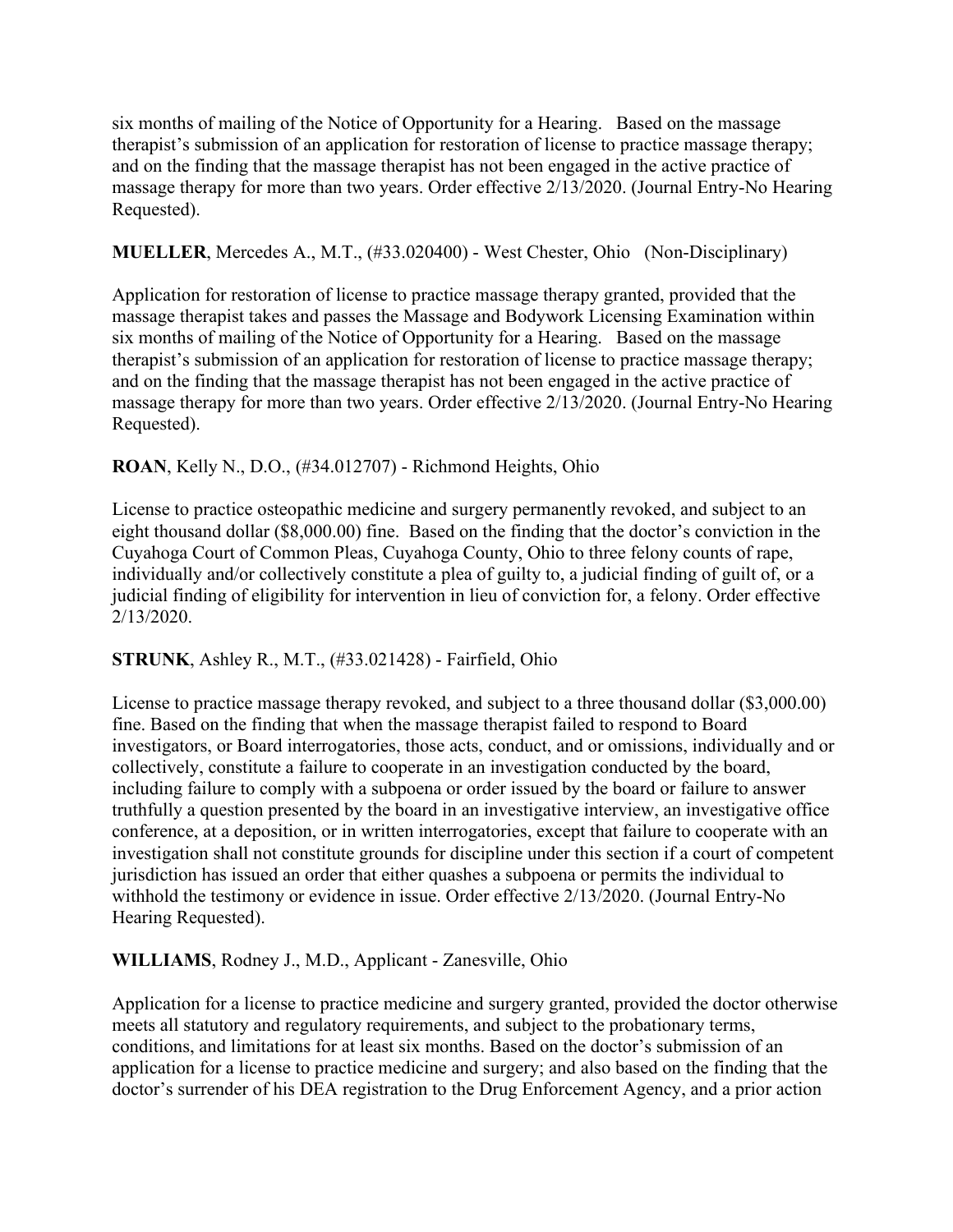six months of mailing of the Notice of Opportunity for a Hearing. Based on the massage therapist's submission of an application for restoration of license to practice massage therapy; and on the finding that the massage therapist has not been engaged in the active practice of massage therapy for more than two years. Order effective 2/13/2020. (Journal Entry-No Hearing Requested).

**MUELLER**, Mercedes A., M.T., (#33.020400) - West Chester, Ohio (Non-Disciplinary)

Application for restoration of license to practice massage therapy granted, provided that the massage therapist takes and passes the Massage and Bodywork Licensing Examination within six months of mailing of the Notice of Opportunity for a Hearing. Based on the massage therapist's submission of an application for restoration of license to practice massage therapy; and on the finding that the massage therapist has not been engaged in the active practice of massage therapy for more than two years. Order effective 2/13/2020. (Journal Entry-No Hearing Requested).

**ROAN**, Kelly N., D.O., (#34.012707) - Richmond Heights, Ohio

License to practice osteopathic medicine and surgery permanently revoked, and subject to an eight thousand dollar ($8,000.00) fine. Based on the finding that the doctor's conviction in the Cuyahoga Court of Common Pleas, Cuyahoga County, Ohio to three felony counts of rape, individually and/or collectively constitute a plea of guilty to, a judicial finding of guilt of, or a judicial finding of eligibility for intervention in lieu of conviction for, a felony. Order effective 2/13/2020.

**STRUNK**, Ashley R., M.T., (#33.021428) - Fairfield, Ohio

License to practice massage therapy revoked, and subject to a three thousand dollar ($3,000.00) fine. Based on the finding that when the massage therapist failed to respond to Board investigators, or Board interrogatories, those acts, conduct, and or omissions, individually and or collectively, constitute a failure to cooperate in an investigation conducted by the board, including failure to comply with a subpoena or order issued by the board or failure to answer truthfully a question presented by the board in an investigative interview, an investigative office conference, at a deposition, or in written interrogatories, except that failure to cooperate with an investigation shall not constitute grounds for discipline under this section if a court of competent jurisdiction has issued an order that either quashes a subpoena or permits the individual to withhold the testimony or evidence in issue. Order effective 2/13/2020. (Journal Entry-No Hearing Requested).

**WILLIAMS**, Rodney J., M.D., Applicant - Zanesville, Ohio

Application for a license to practice medicine and surgery granted, provided the doctor otherwise meets all statutory and regulatory requirements, and subject to the probationary terms, conditions, and limitations for at least six months. Based on the doctor's submission of an application for a license to practice medicine and surgery; and also based on the finding that the doctor's surrender of his DEA registration to the Drug Enforcement Agency, and a prior action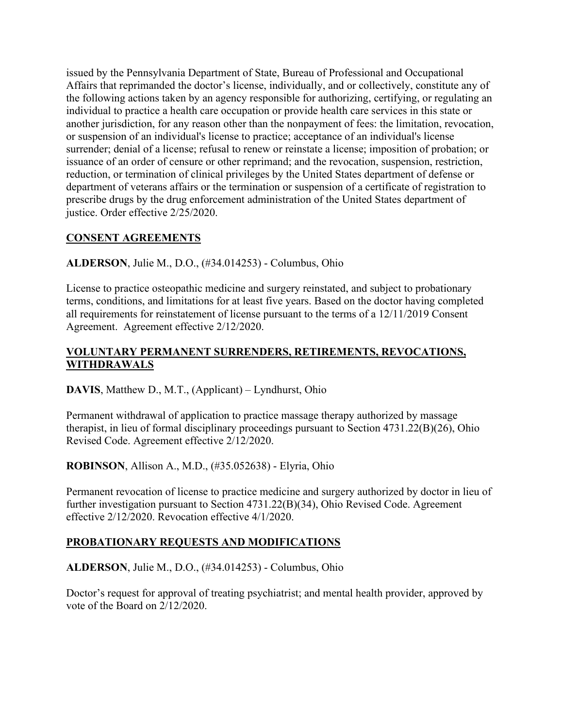issued by the Pennsylvania Department of State, Bureau of Professional and Occupational Affairs that reprimanded the doctor's license, individually, and or collectively, constitute any of the following actions taken by an agency responsible for authorizing, certifying, or regulating an individual to practice a health care occupation or provide health care services in this state or another jurisdiction, for any reason other than the nonpayment of fees: the limitation, revocation, or suspension of an individual's license to practice; acceptance of an individual's license surrender; denial of a license; refusal to renew or reinstate a license; imposition of probation; or issuance of an order of censure or other reprimand; and the revocation, suspension, restriction, reduction, or termination of clinical privileges by the United States department of defense or department of veterans affairs or the termination or suspension of a certificate of registration to prescribe drugs by the drug enforcement administration of the United States department of justice. Order effective 2/25/2020.

## CONSENT AGREEMENTS

**ALDERSON**, Julie M., D.O., (#34.014253) - Columbus, Ohio

License to practice osteopathic medicine and surgery reinstated, and subject to probationary terms, conditions, and limitations for at least five years. Based on the doctor having completed all requirements for reinstatement of license pursuant to the terms of a 12/11/2019 Consent Agreement. Agreement effective 2/12/2020.

## VOLUNTARY PERMANENT SURRENDERS, RETIREMENTS, REVOCATIONS, WITHDRAWALS

**DAVIS**, Matthew D., M.T., (Applicant) – Lyndhurst, Ohio

Permanent withdrawal of application to practice massage therapy authorized by massage therapist, in lieu of formal disciplinary proceedings pursuant to Section 4731.22(B)(26), Ohio Revised Code. Agreement effective 2/12/2020.

**ROBINSON**, Allison A., M.D., (#35.052638) - Elyria, Ohio

Permanent revocation of license to practice medicine and surgery authorized by doctor in lieu of further investigation pursuant to Section 4731.22(B)(34), Ohio Revised Code. Agreement effective 2/12/2020. Revocation effective 4/1/2020.

## PROBATIONARY REQUESTS AND MODIFICATIONS

**ALDERSON**, Julie M., D.O., (#34.014253) - Columbus, Ohio

Doctor's request for approval of treating psychiatrist; and mental health provider, approved by vote of the Board on 2/12/2020.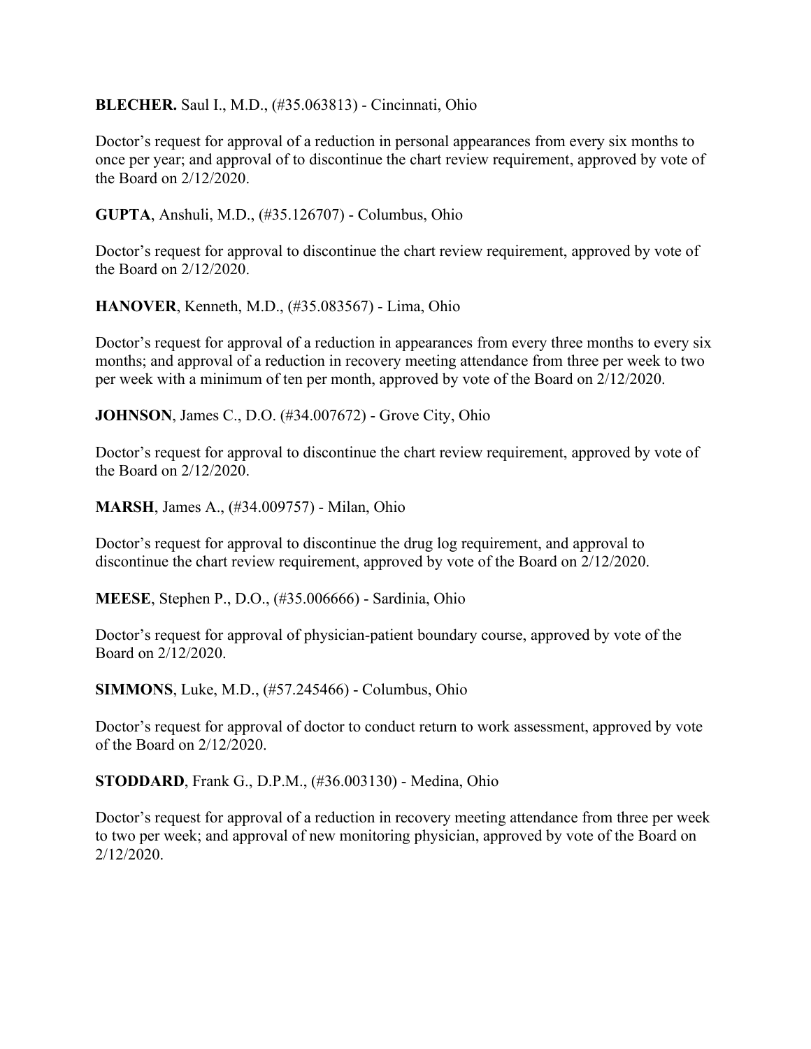**BLECHER.** Saul I., M.D., (#35.063813) - Cincinnati, Ohio

Doctor's request for approval of a reduction in personal appearances from every six months to once per year; and approval of to discontinue the chart review requirement, approved by vote of the Board on 2/12/2020.

**GUPTA**, Anshuli, M.D., (#35.126707) - Columbus, Ohio

Doctor's request for approval to discontinue the chart review requirement, approved by vote of the Board on 2/12/2020.

**HANOVER**, Kenneth, M.D., (#35.083567) - Lima, Ohio

Doctor's request for approval of a reduction in appearances from every three months to every six months; and approval of a reduction in recovery meeting attendance from three per week to two per week with a minimum of ten per month, approved by vote of the Board on 2/12/2020.

**JOHNSON**, James C., D.O. (#34.007672) - Grove City, Ohio

Doctor's request for approval to discontinue the chart review requirement, approved by vote of the Board on 2/12/2020.

**MARSH**, James A., (#34.009757) - Milan, Ohio

Doctor's request for approval to discontinue the drug log requirement, and approval to discontinue the chart review requirement, approved by vote of the Board on 2/12/2020.

**MEESE**, Stephen P., D.O., (#35.006666) - Sardinia, Ohio

Doctor's request for approval of physician-patient boundary course, approved by vote of the Board on 2/12/2020.

**SIMMONS**, Luke, M.D., (#57.245466) - Columbus, Ohio

Doctor's request for approval of doctor to conduct return to work assessment, approved by vote of the Board on 2/12/2020.

**STODDARD**, Frank G., D.P.M., (#36.003130) - Medina, Ohio

Doctor's request for approval of a reduction in recovery meeting attendance from three per week to two per week; and approval of new monitoring physician, approved by vote of the Board on 2/12/2020.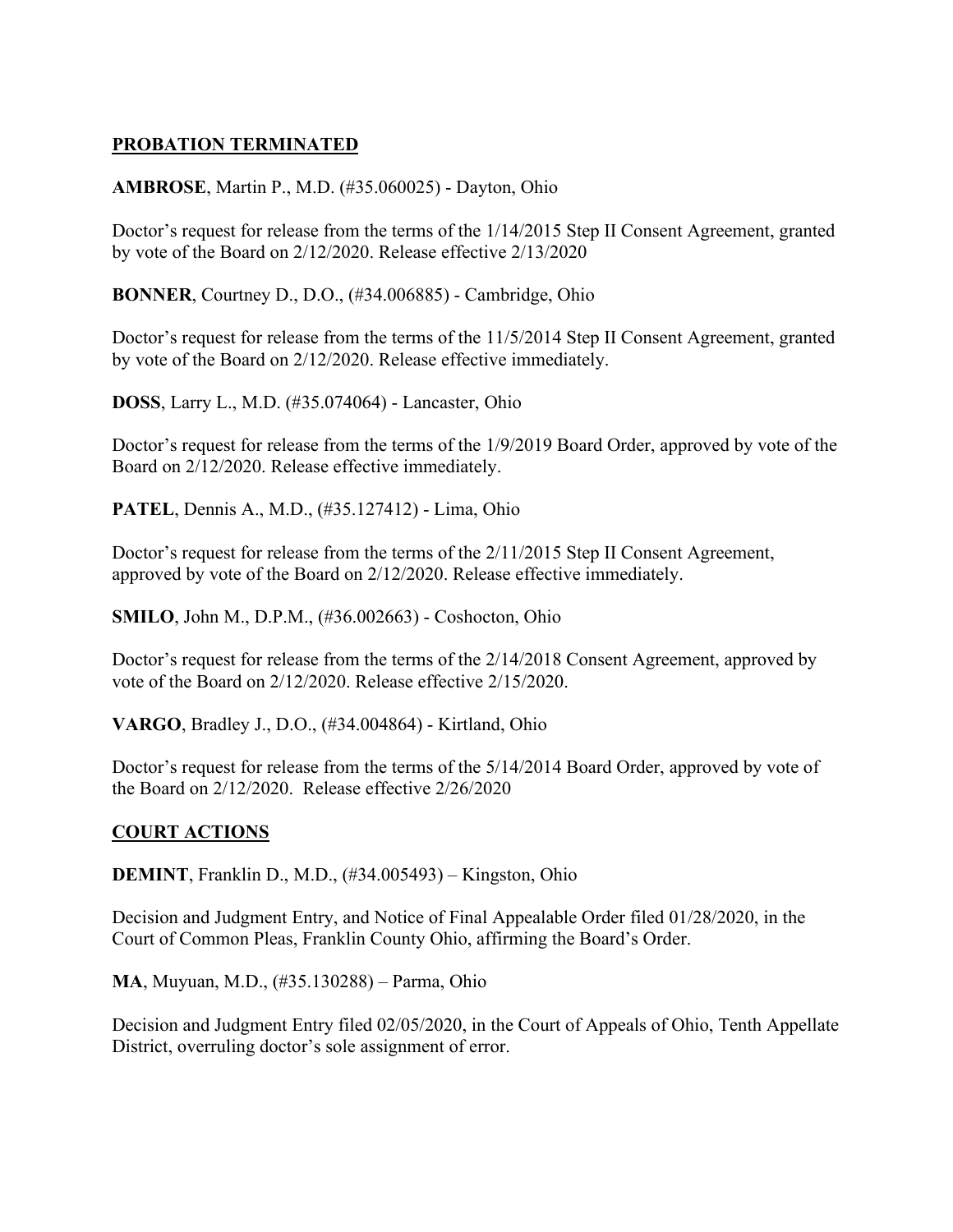## PROBATION TERMINATED

**AMBROSE**, Martin P., M.D. (#35.060025) - Dayton, Ohio

Doctor's request for release from the terms of the 1/14/2015 Step II Consent Agreement, granted by vote of the Board on 2/12/2020. Release effective 2/13/2020

**BONNER**, Courtney D., D.O., (#34.006885) - Cambridge, Ohio

Doctor's request for release from the terms of the 11/5/2014 Step II Consent Agreement, granted by vote of the Board on 2/12/2020. Release effective immediately.

**DOSS**, Larry L., M.D. (#35.074064) - Lancaster, Ohio

Doctor's request for release from the terms of the 1/9/2019 Board Order, approved by vote of the Board on 2/12/2020. Release effective immediately.

**PATEL**, Dennis A., M.D., (#35.127412) - Lima, Ohio

Doctor's request for release from the terms of the 2/11/2015 Step II Consent Agreement, approved by vote of the Board on 2/12/2020. Release effective immediately.

**SMILO**, John M., D.P.M., (#36.002663) - Coshocton, Ohio

Doctor's request for release from the terms of the 2/14/2018 Consent Agreement, approved by vote of the Board on 2/12/2020. Release effective 2/15/2020.

**VARGO**, Bradley J., D.O., (#34.004864) - Kirtland, Ohio

Doctor's request for release from the terms of the 5/14/2014 Board Order, approved by vote of the Board on 2/12/2020. Release effective 2/26/2020

## COURT ACTIONS

**DEMINT**, Franklin D., M.D., (#34.005493) – Kingston, Ohio

Decision and Judgment Entry, and Notice of Final Appealable Order filed 01/28/2020, in the Court of Common Pleas, Franklin County Ohio, affirming the Board's Order.

**MA**, Muyuan, M.D., (#35.130288) – Parma, Ohio

Decision and Judgment Entry filed 02/05/2020, in the Court of Appeals of Ohio, Tenth Appellate District, overruling doctor's sole assignment of error.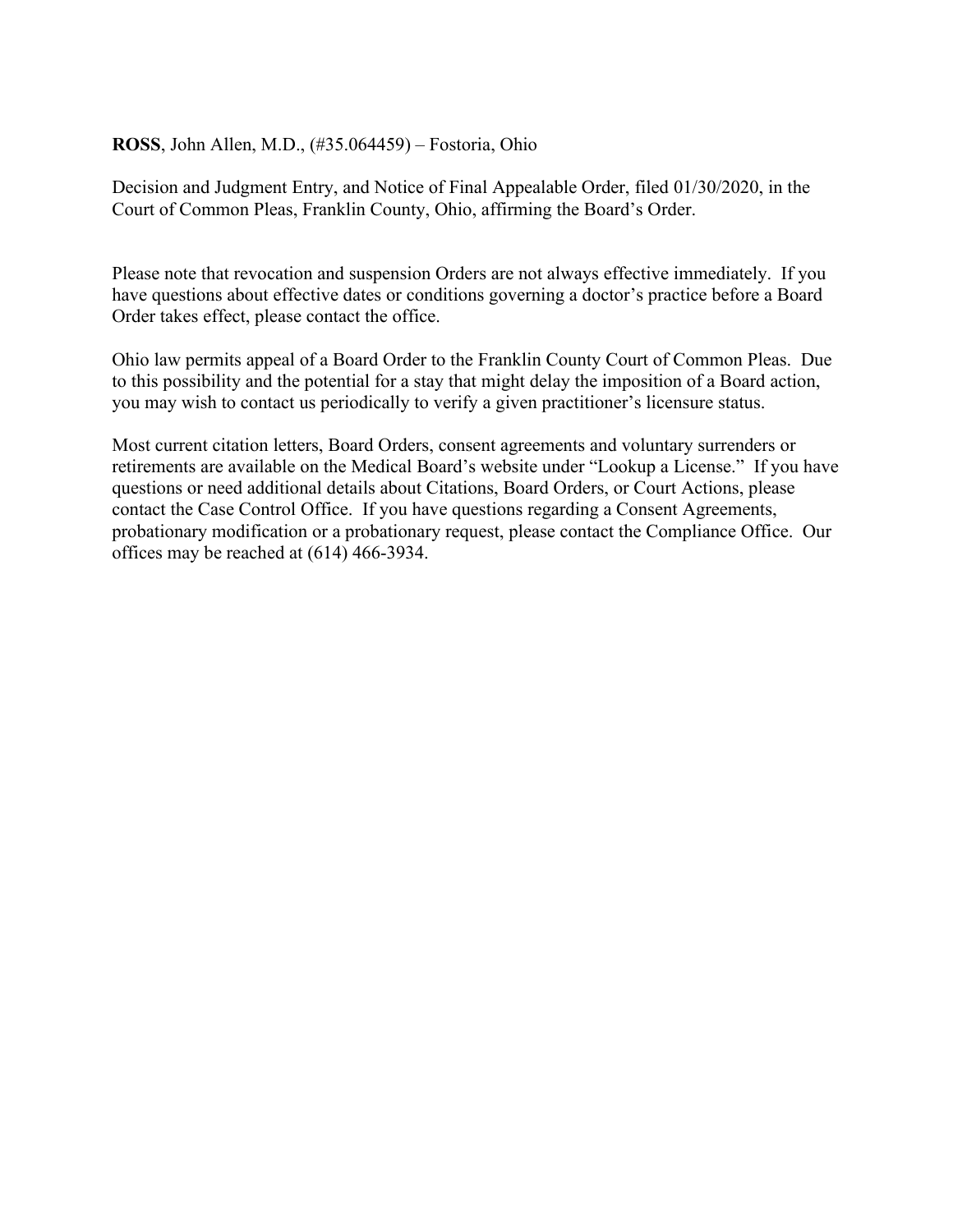**ROSS**, John Allen, M.D., (#35.064459) – Fostoria, Ohio

Decision and Judgment Entry, and Notice of Final Appealable Order, filed 01/30/2020, in the Court of Common Pleas, Franklin County, Ohio, affirming the Board's Order.

Please note that revocation and suspension Orders are not always effective immediately. If you have questions about effective dates or conditions governing a doctor's practice before a Board Order takes effect, please contact the office.

Ohio law permits appeal of a Board Order to the Franklin County Court of Common Pleas. Due to this possibility and the potential for a stay that might delay the imposition of a Board action, you may wish to contact us periodically to verify a given practitioner's licensure status.

Most current citation letters, Board Orders, consent agreements and voluntary surrenders or retirements are available on the Medical Board's website under "Lookup a License." If you have questions or need additional details about Citations, Board Orders, or Court Actions, please contact the Case Control Office. If you have questions regarding a Consent Agreements, probationary modification or a probationary request, please contact the Compliance Office. Our offices may be reached at (614) 466-3934.